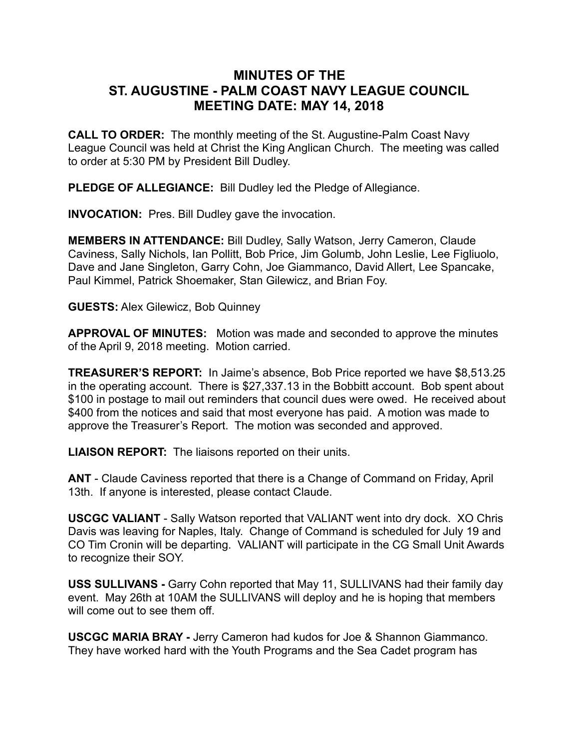# MINUTES OF THE
# ST. AUGUSTINE - PALM COAST NAVY LEAGUE COUNCIL
# MEETING DATE: MAY 14, 2018

**CALL TO ORDER:** The monthly meeting of the St. Augustine-Palm Coast Navy League Council was held at Christ the King Anglican Church. The meeting was called to order at 5:30 PM by President Bill Dudley.

**PLEDGE OF ALLEGIANCE:** Bill Dudley led the Pledge of Allegiance.

**INVOCATION:** Pres. Bill Dudley gave the invocation.

**MEMBERS IN ATTENDANCE:** Bill Dudley, Sally Watson, Jerry Cameron, Claude Caviness, Sally Nichols, Ian Pollitt, Bob Price, Jim Golumb, John Leslie, Lee Figliuolo, Dave and Jane Singleton, Garry Cohn, Joe Giammanco, David Allert, Lee Spancake, Paul Kimmel, Patrick Shoemaker, Stan Gilewicz, and Brian Foy.

**GUESTS:** Alex Gilewicz, Bob Quinney

**APPROVAL OF MINUTES:** Motion was made and seconded to approve the minutes of the April 9, 2018 meeting. Motion carried.

**TREASURER'S REPORT:** In Jaime's absence, Bob Price reported we have $8,513.25 in the operating account. There is $27,337.13 in the Bobbitt account. Bob spent about $100 in postage to mail out reminders that council dues were owed. He received about $400 from the notices and said that most everyone has paid. A motion was made to approve the Treasurer's Report. The motion was seconded and approved.

**LIAISON REPORT:** The liaisons reported on their units.

**ANT** - Claude Caviness reported that there is a Change of Command on Friday, April 13th. If anyone is interested, please contact Claude.

**USCGC VALIANT** - Sally Watson reported that VALIANT went into dry dock. XO Chris Davis was leaving for Naples, Italy. Change of Command is scheduled for July 19 and CO Tim Cronin will be departing. VALIANT will participate in the CG Small Unit Awards to recognize their SOY.

**USS SULLIVANS -** Garry Cohn reported that May 11, SULLIVANS had their family day event. May 26th at 10AM the SULLIVANS will deploy and he is hoping that members will come out to see them off.

**USCGC MARIA BRAY -** Jerry Cameron had kudos for Joe & Shannon Giammanco. They have worked hard with the Youth Programs and the Sea Cadet program has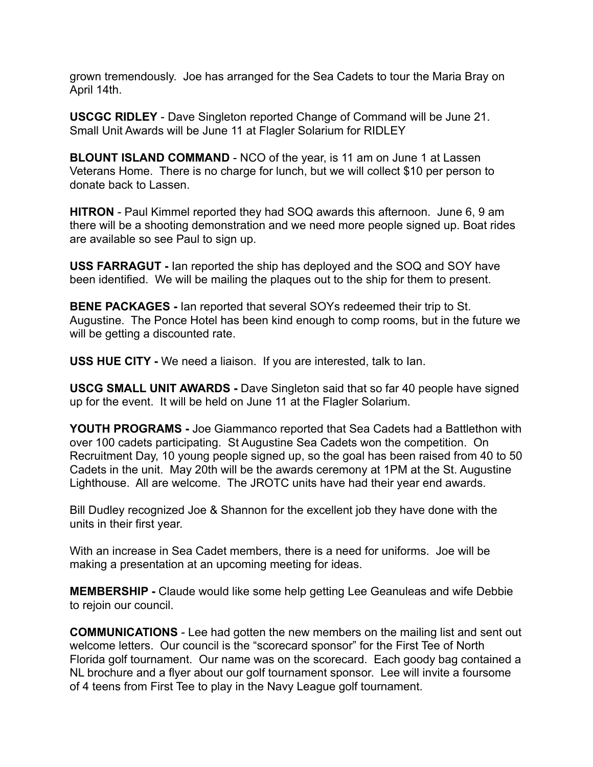grown tremendously. Joe has arranged for the Sea Cadets to tour the Maria Bray on April 14th.

**USCGC RIDLEY** - Dave Singleton reported Change of Command will be June 21. Small Unit Awards will be June 11 at Flagler Solarium for RIDLEY

**BLOUNT ISLAND COMMAND** - NCO of the year, is 11 am on June 1 at Lassen Veterans Home. There is no charge for lunch, but we will collect $10 per person to donate back to Lassen.

**HITRON** - Paul Kimmel reported they had SOQ awards this afternoon. June 6, 9 am there will be a shooting demonstration and we need more people signed up. Boat rides are available so see Paul to sign up.

**USS FARRAGUT -** Ian reported the ship has deployed and the SOQ and SOY have been identified. We will be mailing the plaques out to the ship for them to present.

**BENE PACKAGES -** Ian reported that several SOYs redeemed their trip to St. Augustine. The Ponce Hotel has been kind enough to comp rooms, but in the future we will be getting a discounted rate.

**USS HUE CITY -** We need a liaison. If you are interested, talk to Ian.

**USCG SMALL UNIT AWARDS -** Dave Singleton said that so far 40 people have signed up for the event. It will be held on June 11 at the Flagler Solarium.

**YOUTH PROGRAMS -** Joe Giammanco reported that Sea Cadets had a Battlethon with over 100 cadets participating. St Augustine Sea Cadets won the competition. On Recruitment Day, 10 young people signed up, so the goal has been raised from 40 to 50 Cadets in the unit. May 20th will be the awards ceremony at 1PM at the St. Augustine Lighthouse. All are welcome. The JROTC units have had their year end awards.

Bill Dudley recognized Joe & Shannon for the excellent job they have done with the units in their first year.

With an increase in Sea Cadet members, there is a need for uniforms. Joe will be making a presentation at an upcoming meeting for ideas.

**MEMBERSHIP -** Claude would like some help getting Lee Geanuleas and wife Debbie to rejoin our council.

**COMMUNICATIONS** - Lee had gotten the new members on the mailing list and sent out welcome letters. Our council is the "scorecard sponsor" for the First Tee of North Florida golf tournament. Our name was on the scorecard. Each goody bag contained a NL brochure and a flyer about our golf tournament sponsor. Lee will invite a foursome of 4 teens from First Tee to play in the Navy League golf tournament.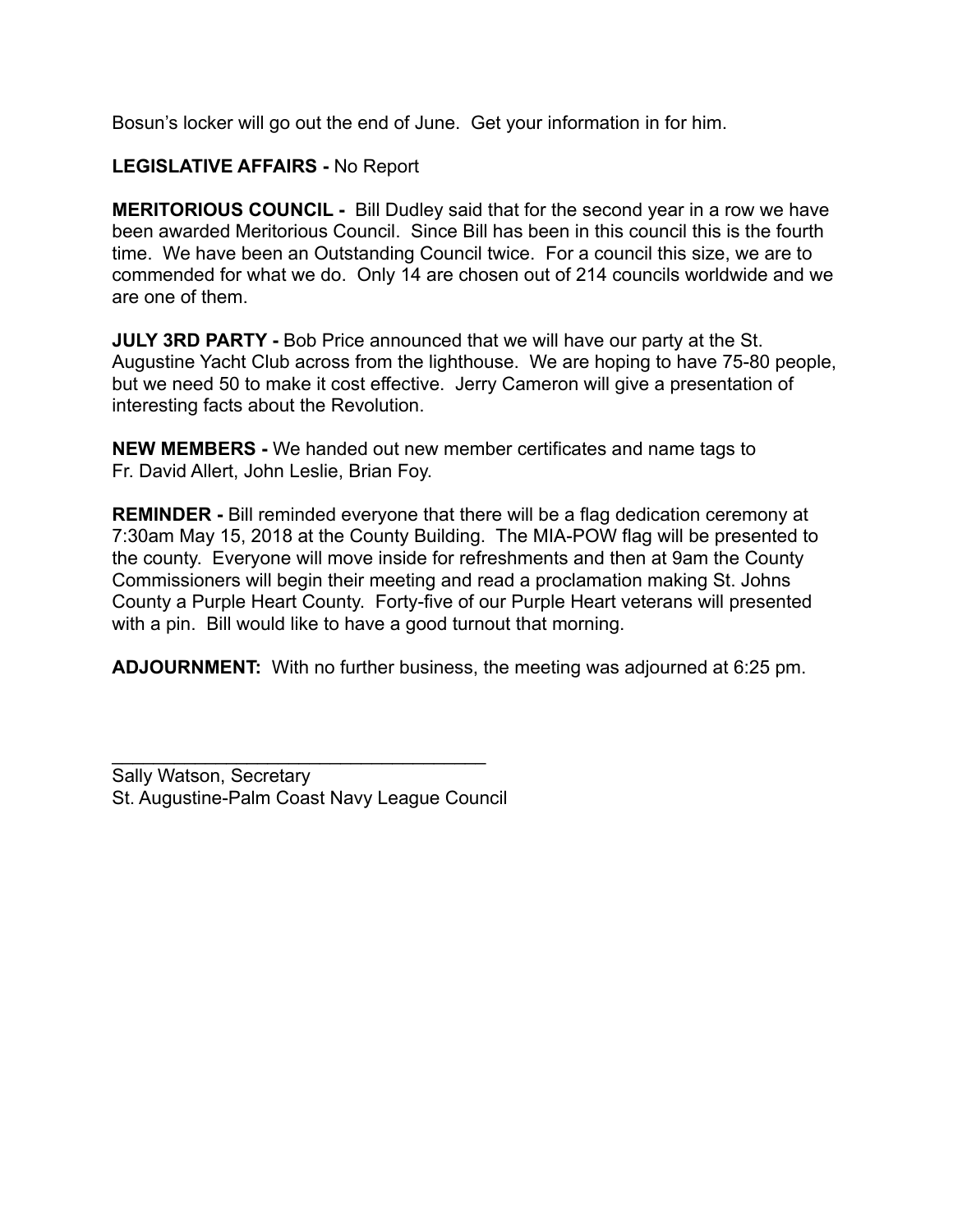Bosun's locker will go out the end of June. Get your information in for him.

**LEGISLATIVE AFFAIRS -** No Report

**MERITORIOUS COUNCIL -** Bill Dudley said that for the second year in a row we have been awarded Meritorious Council. Since Bill has been in this council this is the fourth time. We have been an Outstanding Council twice. For a council this size, we are to commended for what we do. Only 14 are chosen out of 214 councils worldwide and we are one of them.

**JULY 3RD PARTY -** Bob Price announced that we will have our party at the St. Augustine Yacht Club across from the lighthouse. We are hoping to have 75-80 people, but we need 50 to make it cost effective. Jerry Cameron will give a presentation of interesting facts about the Revolution.

**NEW MEMBERS -** We handed out new member certificates and name tags to Fr. David Allert, John Leslie, Brian Foy.

**REMINDER -** Bill reminded everyone that there will be a flag dedication ceremony at 7:30am May 15, 2018 at the County Building. The MIA-POW flag will be presented to the county. Everyone will move inside for refreshments and then at 9am the County Commissioners will begin their meeting and read a proclamation making St. Johns County a Purple Heart County. Forty-five of our Purple Heart veterans will presented with a pin. Bill would like to have a good turnout that morning.

**ADJOURNMENT:** With no further business, the meeting was adjourned at 6:25 pm.

_____________________________________

Sally Watson, Secretary
St. Augustine-Palm Coast Navy League Council